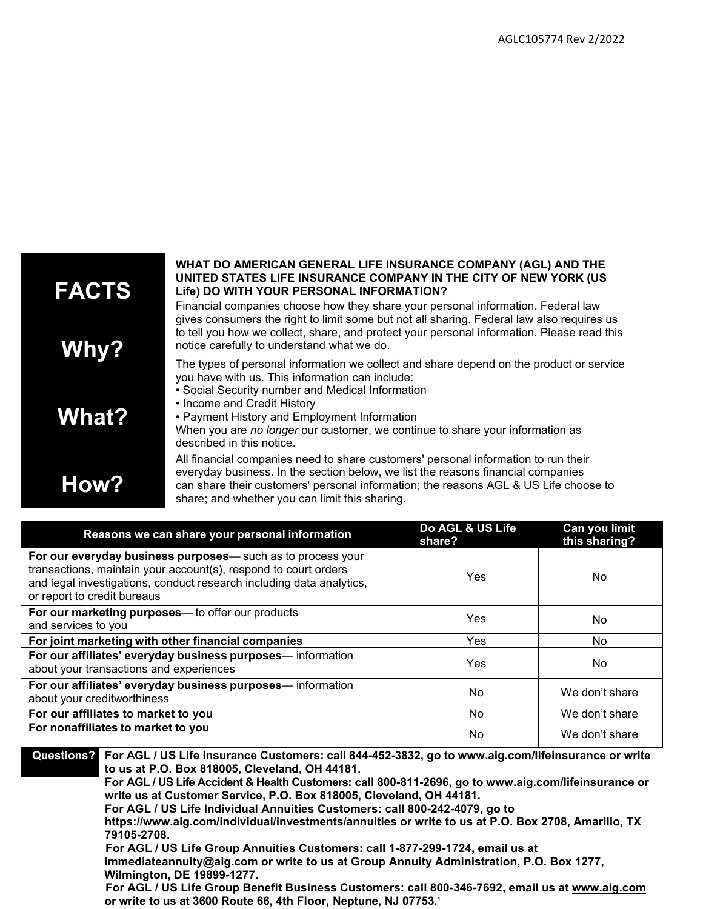AGLC105774 Rev 2/2022

| FACTS | WHAT DO AMERICAN GENERAL LIFE INSURANCE COMPANY (AGL) AND THE UNITED STATES LIFE INSURANCE COMPANY IN THE CITY OF NEW YORK (US Life) DO WITH YOUR PERSONAL INFORMATION? |
|---|---|
| **Why?** | Financial companies choose how they share your personal information. Federal law gives consumers the right to limit some but not all sharing. Federal law also requires us to tell you how we collect, share, and protect your personal information. Please read this notice carefully to understand what we do. |
| **What?** | The types of personal information we collect and share depend on the product or service you have with us. This information can include:<br>• Social Security number and Medical Information<br>• Income and Credit History<br>• Payment History and Employment Information<br>When you are *no longer* our customer, we continue to share your information as described in this notice. |
| **How?** | All financial companies need to share customers' personal information to run their everyday business. In the section below, we list the reasons financial companies can share their customers' personal information; the reasons AGL & US Life choose to share; and whether you can limit this sharing. |

| Reasons we can share your personal information | Do AGL & US Life share? | Can you limit this sharing? |
|---|---|---|
| **For our everyday business purposes**— such as to process your transactions, maintain your account(s), respond to court orders and legal investigations, conduct research including data analytics, or report to credit bureaus | Yes | No |
| **For our marketing purposes**— to offer our products and services to you | Yes | No |
| **For joint marketing with other financial companies** | Yes | No |
| **For our affiliates' everyday business purposes**— information about your transactions and experiences | Yes | No |
| **For our affiliates' everyday business purposes**— information about your creditworthiness | No | We don't share |
| **For our affiliates to market to you** | No | We don't share |
| **For nonaffiliates to market to you** | No | We don't share |

**Questions?**

**For AGL / US Life Insurance Customers: call 844-452-3832, go to www.aig.com/lifeinsurance or write to us at P.O. Box 818005, Cleveland, OH 44181.**

**For AGL / US Life Accident & Health Customers: call 800-811-2696, go to www.aig.com/lifeinsurance or write us at Customer Service, P.O. Box 818005, Cleveland, OH 44181.**

**For AGL / US Life Individual Annuities Customers: call 800-242-4079, go to https://www.aig.com/individual/investments/annuities or write to us at P.O. Box 2708, Amarillo, TX 79105-2708.**

**For AGL / US Life Group Annuities Customers: call 1-877-299-1724, email us at immediateannuity@aig.com or write to us at Group Annuity Administration, P.O. Box 1277, Wilmington, DE 19899-1277.**

**For AGL / US Life Group Benefit Business Customers: call 800-346-7692, email us at www.aig.com or write to us at 3600 Route 66, 4th Floor, Neptune, NJ 07753.**[1]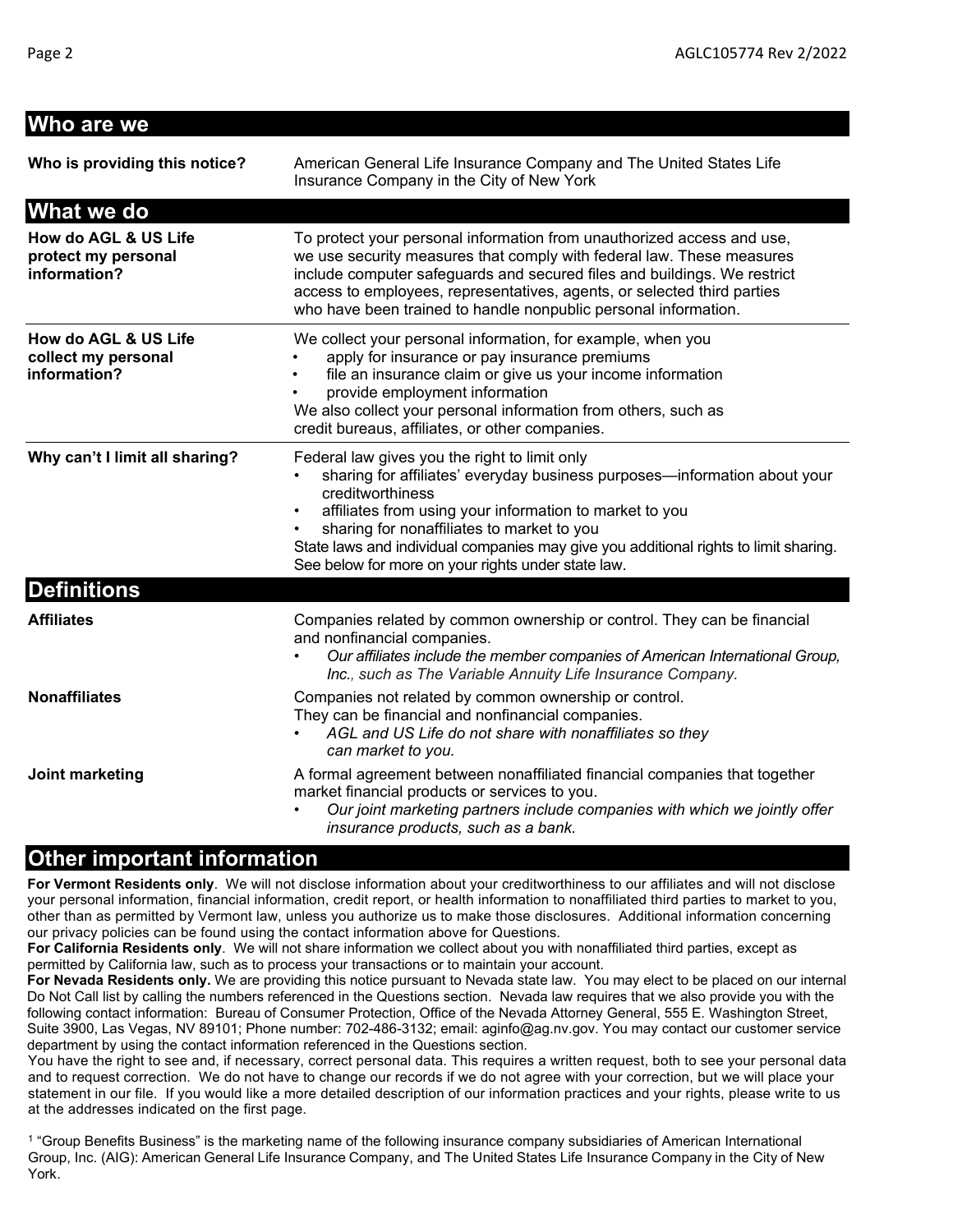## Who are we

| | |
|---|---|
| **Who is providing this notice?** | American General Life Insurance Company and The United States Life Insurance Company in the City of New York |

## What we do

| | |
|---|---|
| **How do AGL & US Life protect my personal information?** | To protect your personal information from unauthorized access and use, we use security measures that comply with federal law. These measures include computer safeguards and secured files and buildings. We restrict access to employees, representatives, agents, or selected third parties who have been trained to handle nonpublic personal information. |
| **How do AGL & US Life collect my personal information?** | We collect your personal information, for example, when you<br>• apply for insurance or pay insurance premiums<br>• file an insurance claim or give us your income information<br>• provide employment information<br>We also collect your personal information from others, such as credit bureaus, affiliates, or other companies. |
| **Why can't I limit all sharing?** | Federal law gives you the right to limit only<br>• sharing for affiliates' everyday business purposes—information about your creditworthiness<br>• affiliates from using your information to market to you<br>• sharing for nonaffiliates to market to you<br>State laws and individual companies may give you additional rights to limit sharing. See below for more on your rights under state law. |

## Definitions

| | |
|---|---|
| **Affiliates** | Companies related by common ownership or control. They can be financial and nonfinancial companies.<br>• *Our affiliates include the member companies of American International Group, Inc., such as The Variable Annuity Life Insurance Company.* |
| **Nonaffiliates** | Companies not related by common ownership or control. They can be financial and nonfinancial companies.<br>• *AGL and US Life do not share with nonaffiliates so they can market to you.* |
| **Joint marketing** | A formal agreement between nonaffiliated financial companies that together market financial products or services to you.<br>• *Our joint marketing partners include companies with which we jointly offer insurance products, such as a bank.* |

## Other important information

**For Vermont Residents only**. We will not disclose information about your creditworthiness to our affiliates and will not disclose your personal information, financial information, credit report, or health information to nonaffiliated third parties to market to you, other than as permitted by Vermont law, unless you authorize us to make those disclosures. Additional information concerning our privacy policies can be found using the contact information above for Questions.

**For California Residents only**. We will not share information we collect about you with nonaffiliated third parties, except as permitted by California law, such as to process your transactions or to maintain your account.

**For Nevada Residents only.** We are providing this notice pursuant to Nevada state law. You may elect to be placed on our internal Do Not Call list by calling the numbers referenced in the Questions section. Nevada law requires that we also provide you with the following contact information: Bureau of Consumer Protection, Office of the Nevada Attorney General, 555 E. Washington Street, Suite 3900, Las Vegas, NV 89101; Phone number: 702-486-3132; email: aginfo@ag.nv.gov. You may contact our customer service department by using the contact information referenced in the Questions section.

You have the right to see and, if necessary, correct personal data. This requires a written request, both to see your personal data and to request correction. We do not have to change our records if we do not agree with your correction, but we will place your statement in our file. If you would like a more detailed description of our information practices and your rights, please write to us at the addresses indicated on the first page.

[1] "Group Benefits Business" is the marketing name of the following insurance company subsidiaries of American International Group, Inc. (AIG): American General Life Insurance Company, and The United States Life Insurance Company in the City of New York.